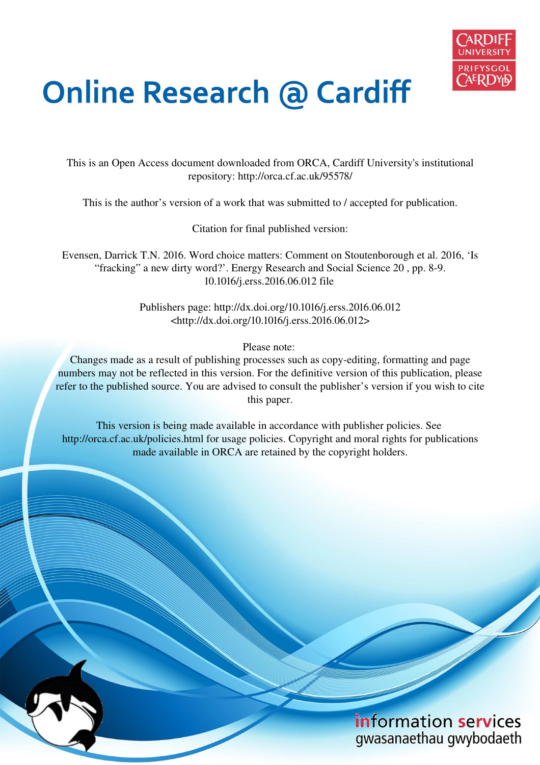# Online Research @ Cardiff

This is an Open Access document downloaded from ORCA, Cardiff University's institutional repository: http://orca.cf.ac.uk/95578/

This is the author's version of a work that was submitted to / accepted for publication.

Citation for final published version:

Evensen, Darrick T.N. 2016. Word choice matters: Comment on Stoutenborough et al. 2016, 'Is "fracking" a new dirty word?'. Energy Research and Social Science 20 , pp. 8-9. 10.1016/j.erss.2016.06.012 file

Publishers page: http://dx.doi.org/10.1016/j.erss.2016.06.012 <http://dx.doi.org/10.1016/j.erss.2016.06.012>

Please note:
Changes made as a result of publishing processes such as copy-editing, formatting and page numbers may not be reflected in this version. For the definitive version of this publication, please refer to the published source. You are advised to consult the publisher's version if you wish to cite this paper.

This version is being made available in accordance with publisher policies. See http://orca.cf.ac.uk/policies.html for usage policies. Copyright and moral rights for publications made available in ORCA are retained by the copyright holders.

information services
gwasanaethau gwybodaeth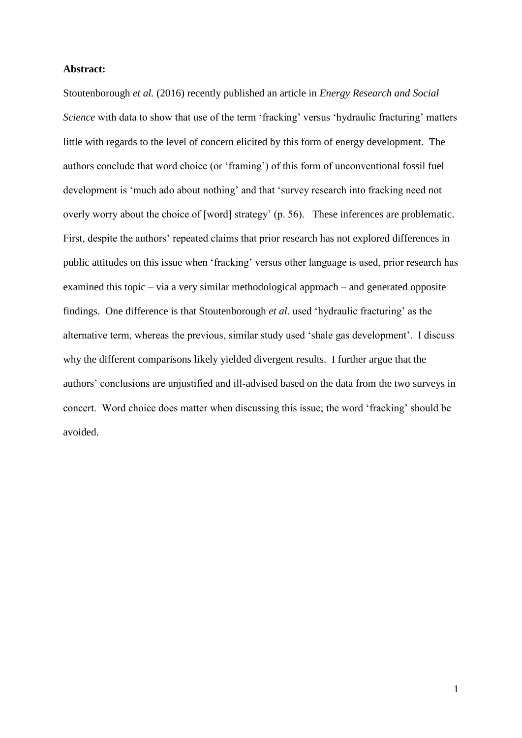**Abstract:**

Stoutenborough *et al.* (2016) recently published an article in *Energy Research and Social Science* with data to show that use of the term 'fracking' versus 'hydraulic fracturing' matters little with regards to the level of concern elicited by this form of energy development. The authors conclude that word choice (or 'framing') of this form of unconventional fossil fuel development is 'much ado about nothing' and that 'survey research into fracking need not overly worry about the choice of [word] strategy' (p. 56). These inferences are problematic. First, despite the authors' repeated claims that prior research has not explored differences in public attitudes on this issue when 'fracking' versus other language is used, prior research has examined this topic – via a very similar methodological approach – and generated opposite findings. One difference is that Stoutenborough *et al.* used 'hydraulic fracturing' as the alternative term, whereas the previous, similar study used 'shale gas development'. I discuss why the different comparisons likely yielded divergent results. I further argue that the authors' conclusions are unjustified and ill-advised based on the data from the two surveys in concert. Word choice does matter when discussing this issue; the word 'fracking' should be avoided.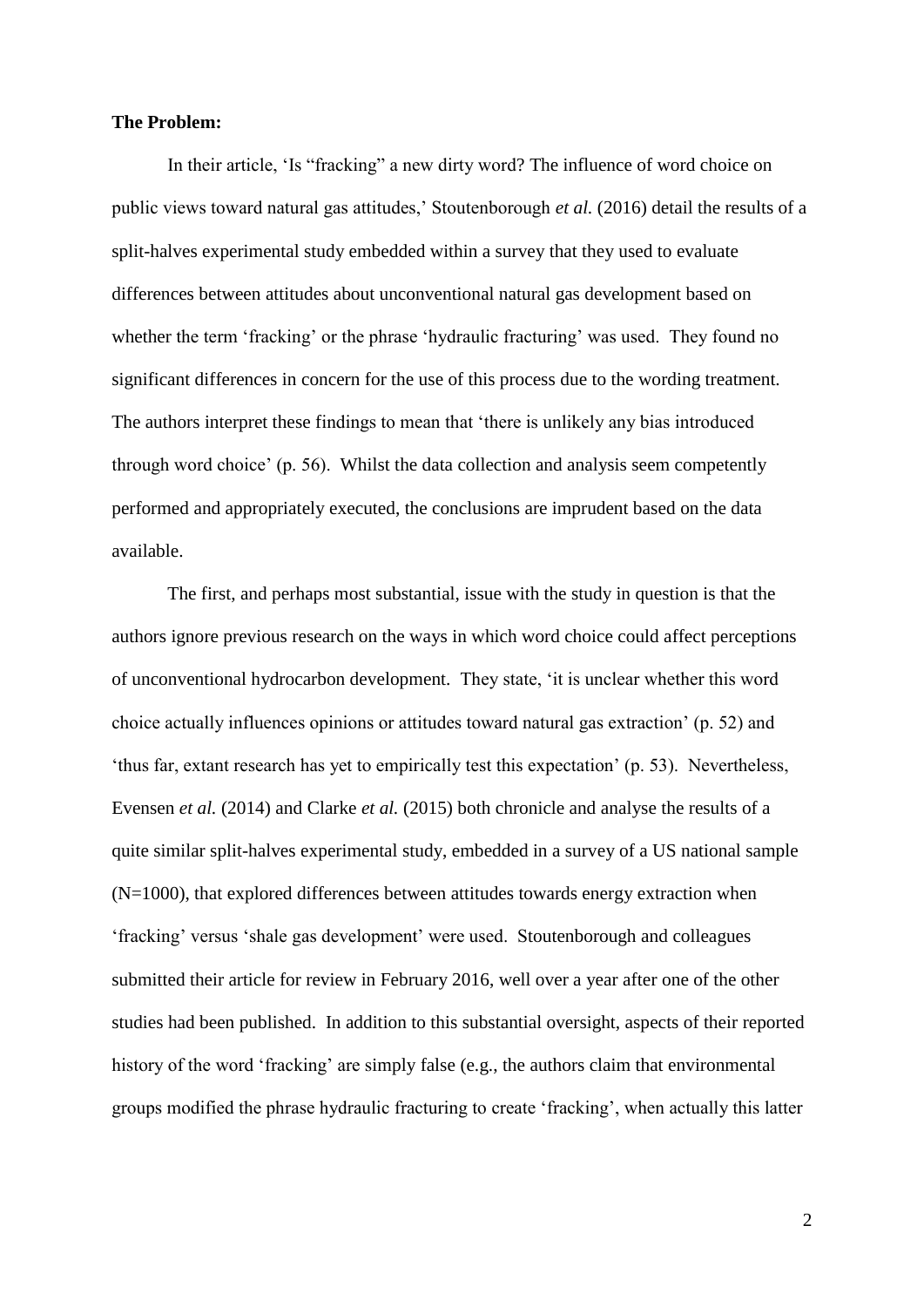**The Problem:**

In their article, 'Is "fracking" a new dirty word? The influence of word choice on public views toward natural gas attitudes,' Stoutenborough *et al.* (2016) detail the results of a split-halves experimental study embedded within a survey that they used to evaluate differences between attitudes about unconventional natural gas development based on whether the term 'fracking' or the phrase 'hydraulic fracturing' was used. They found no significant differences in concern for the use of this process due to the wording treatment. The authors interpret these findings to mean that 'there is unlikely any bias introduced through word choice' (p. 56). Whilst the data collection and analysis seem competently performed and appropriately executed, the conclusions are imprudent based on the data available.

The first, and perhaps most substantial, issue with the study in question is that the authors ignore previous research on the ways in which word choice could affect perceptions of unconventional hydrocarbon development. They state, 'it is unclear whether this word choice actually influences opinions or attitudes toward natural gas extraction' (p. 52) and 'thus far, extant research has yet to empirically test this expectation' (p. 53). Nevertheless, Evensen *et al.* (2014) and Clarke *et al.* (2015) both chronicle and analyse the results of a quite similar split-halves experimental study, embedded in a survey of a US national sample (N=1000), that explored differences between attitudes towards energy extraction when 'fracking' versus 'shale gas development' were used. Stoutenborough and colleagues submitted their article for review in February 2016, well over a year after one of the other studies had been published. In addition to this substantial oversight, aspects of their reported history of the word 'fracking' are simply false (e.g., the authors claim that environmental groups modified the phrase hydraulic fracturing to create 'fracking', when actually this latter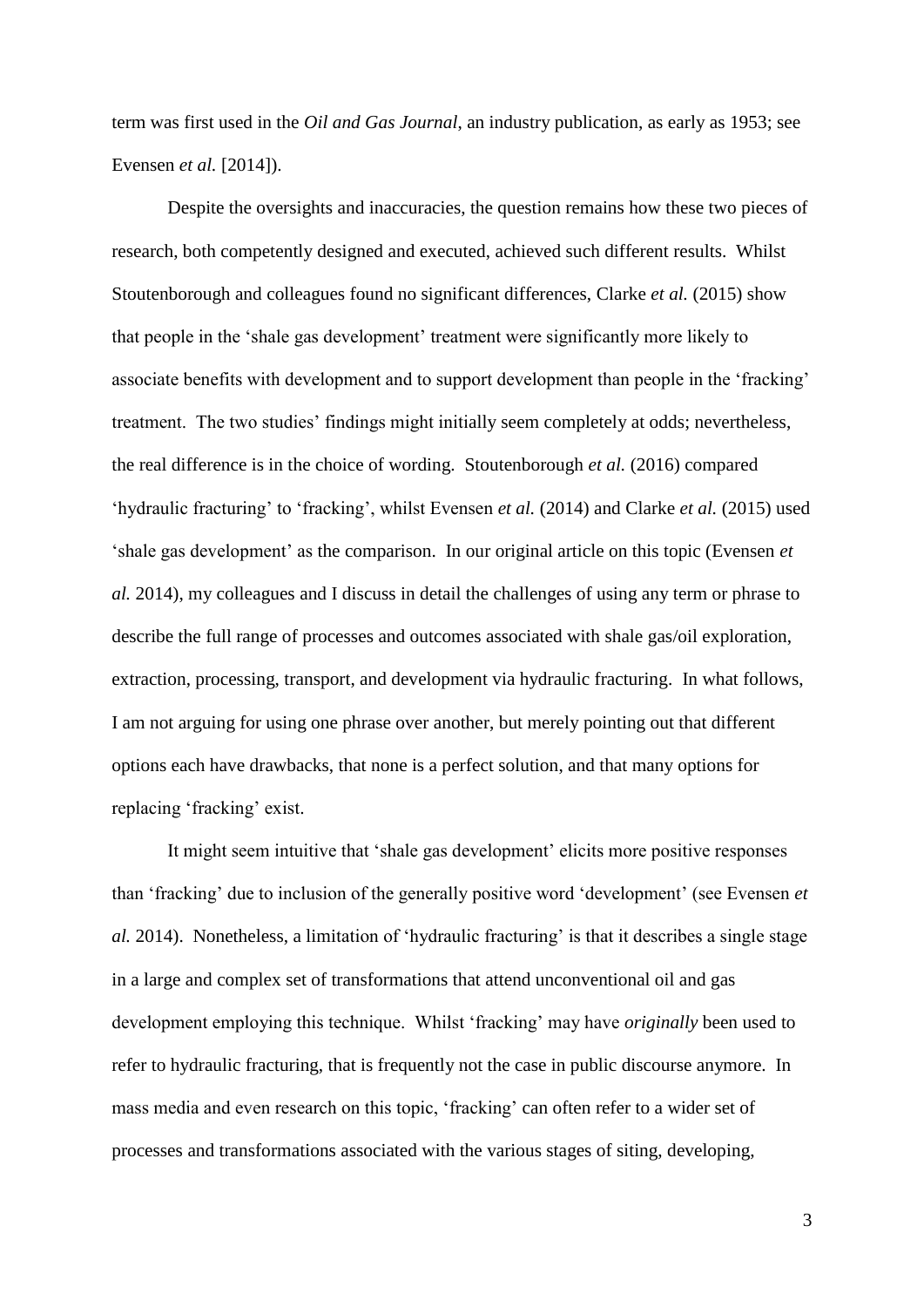term was first used in the *Oil and Gas Journal*, an industry publication, as early as 1953; see Evensen *et al.* [2014]).

Despite the oversights and inaccuracies, the question remains how these two pieces of research, both competently designed and executed, achieved such different results. Whilst Stoutenborough and colleagues found no significant differences, Clarke *et al.* (2015) show that people in the 'shale gas development' treatment were significantly more likely to associate benefits with development and to support development than people in the 'fracking' treatment. The two studies' findings might initially seem completely at odds; nevertheless, the real difference is in the choice of wording. Stoutenborough *et al.* (2016) compared 'hydraulic fracturing' to 'fracking', whilst Evensen *et al.* (2014) and Clarke *et al.* (2015) used 'shale gas development' as the comparison. In our original article on this topic (Evensen *et al.* 2014), my colleagues and I discuss in detail the challenges of using any term or phrase to describe the full range of processes and outcomes associated with shale gas/oil exploration, extraction, processing, transport, and development via hydraulic fracturing. In what follows, I am not arguing for using one phrase over another, but merely pointing out that different options each have drawbacks, that none is a perfect solution, and that many options for replacing 'fracking' exist.

It might seem intuitive that 'shale gas development' elicits more positive responses than 'fracking' due to inclusion of the generally positive word 'development' (see Evensen *et al.* 2014). Nonetheless, a limitation of 'hydraulic fracturing' is that it describes a single stage in a large and complex set of transformations that attend unconventional oil and gas development employing this technique. Whilst 'fracking' may have *originally* been used to refer to hydraulic fracturing, that is frequently not the case in public discourse anymore. In mass media and even research on this topic, 'fracking' can often refer to a wider set of processes and transformations associated with the various stages of siting, developing,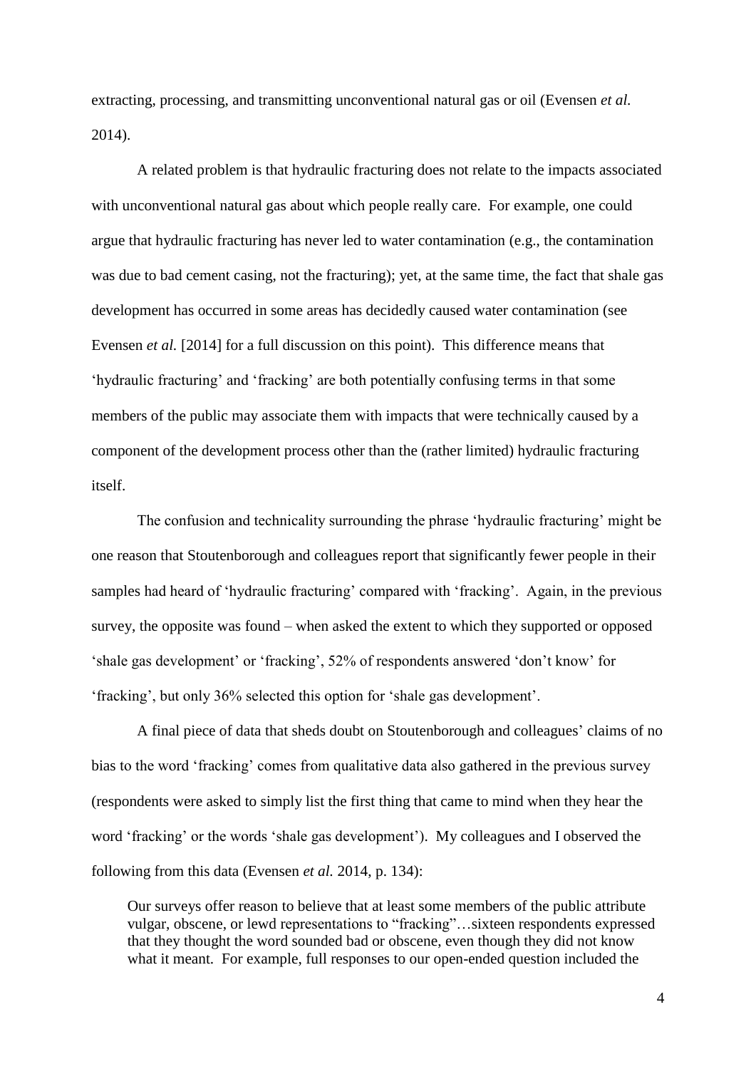extracting, processing, and transmitting unconventional natural gas or oil (Evensen *et al.* 2014).

A related problem is that hydraulic fracturing does not relate to the impacts associated with unconventional natural gas about which people really care. For example, one could argue that hydraulic fracturing has never led to water contamination (e.g., the contamination was due to bad cement casing, not the fracturing); yet, at the same time, the fact that shale gas development has occurred in some areas has decidedly caused water contamination (see Evensen *et al.* [2014] for a full discussion on this point). This difference means that 'hydraulic fracturing' and 'fracking' are both potentially confusing terms in that some members of the public may associate them with impacts that were technically caused by a component of the development process other than the (rather limited) hydraulic fracturing itself.

The confusion and technicality surrounding the phrase 'hydraulic fracturing' might be one reason that Stoutenborough and colleagues report that significantly fewer people in their samples had heard of 'hydraulic fracturing' compared with 'fracking'. Again, in the previous survey, the opposite was found – when asked the extent to which they supported or opposed 'shale gas development' or 'fracking', 52% of respondents answered 'don't know' for 'fracking', but only 36% selected this option for 'shale gas development'.

A final piece of data that sheds doubt on Stoutenborough and colleagues' claims of no bias to the word 'fracking' comes from qualitative data also gathered in the previous survey (respondents were asked to simply list the first thing that came to mind when they hear the word 'fracking' or the words 'shale gas development'). My colleagues and I observed the following from this data (Evensen *et al.* 2014, p. 134):

> Our surveys offer reason to believe that at least some members of the public attribute vulgar, obscene, or lewd representations to "fracking"…sixteen respondents expressed that they thought the word sounded bad or obscene, even though they did not know what it meant. For example, full responses to our open-ended question included the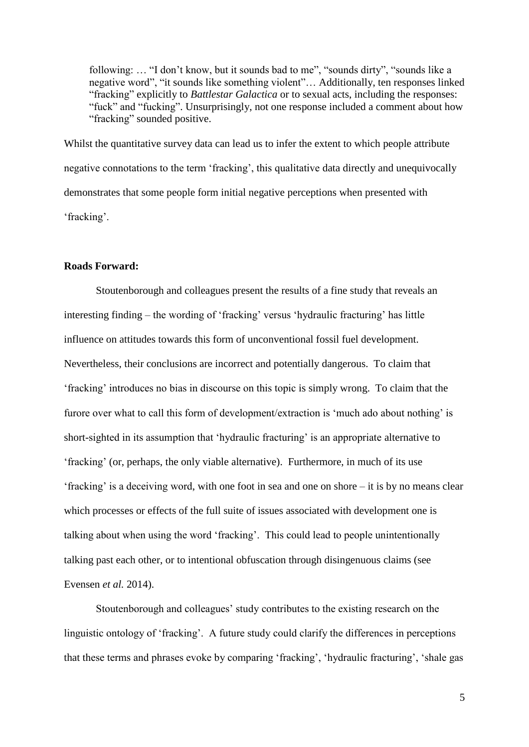> following: … "I don't know, but it sounds bad to me", "sounds dirty", "sounds like a negative word", "it sounds like something violent"… Additionally, ten responses linked "fracking" explicitly to *Battlestar Galactica* or to sexual acts, including the responses: "fuck" and "fucking". Unsurprisingly, not one response included a comment about how "fracking" sounded positive.

Whilst the quantitative survey data can lead us to infer the extent to which people attribute negative connotations to the term 'fracking', this qualitative data directly and unequivocally demonstrates that some people form initial negative perceptions when presented with 'fracking'.

**Roads Forward:**

Stoutenborough and colleagues present the results of a fine study that reveals an interesting finding – the wording of 'fracking' versus 'hydraulic fracturing' has little influence on attitudes towards this form of unconventional fossil fuel development. Nevertheless, their conclusions are incorrect and potentially dangerous. To claim that 'fracking' introduces no bias in discourse on this topic is simply wrong. To claim that the furore over what to call this form of development/extraction is 'much ado about nothing' is short-sighted in its assumption that 'hydraulic fracturing' is an appropriate alternative to 'fracking' (or, perhaps, the only viable alternative). Furthermore, in much of its use 'fracking' is a deceiving word, with one foot in sea and one on shore – it is by no means clear which processes or effects of the full suite of issues associated with development one is talking about when using the word 'fracking'. This could lead to people unintentionally talking past each other, or to intentional obfuscation through disingenuous claims (see Evensen *et al.* 2014).

Stoutenborough and colleagues' study contributes to the existing research on the linguistic ontology of 'fracking'. A future study could clarify the differences in perceptions that these terms and phrases evoke by comparing 'fracking', 'hydraulic fracturing', 'shale gas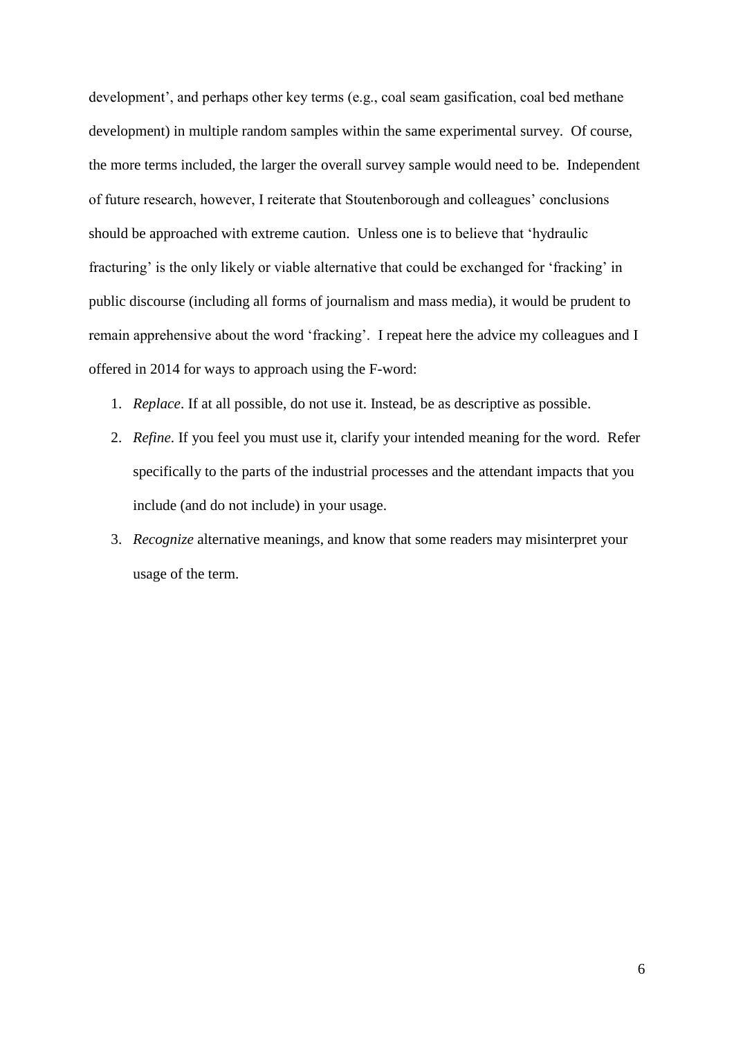development', and perhaps other key terms (e.g., coal seam gasification, coal bed methane development) in multiple random samples within the same experimental survey. Of course, the more terms included, the larger the overall survey sample would need to be. Independent of future research, however, I reiterate that Stoutenborough and colleagues' conclusions should be approached with extreme caution. Unless one is to believe that 'hydraulic fracturing' is the only likely or viable alternative that could be exchanged for 'fracking' in public discourse (including all forms of journalism and mass media), it would be prudent to remain apprehensive about the word 'fracking'. I repeat here the advice my colleagues and I offered in 2014 for ways to approach using the F-word:

1. *Replace*. If at all possible, do not use it. Instead, be as descriptive as possible.
2. *Refine*. If you feel you must use it, clarify your intended meaning for the word. Refer specifically to the parts of the industrial processes and the attendant impacts that you include (and do not include) in your usage.
3. *Recognize* alternative meanings, and know that some readers may misinterpret your usage of the term.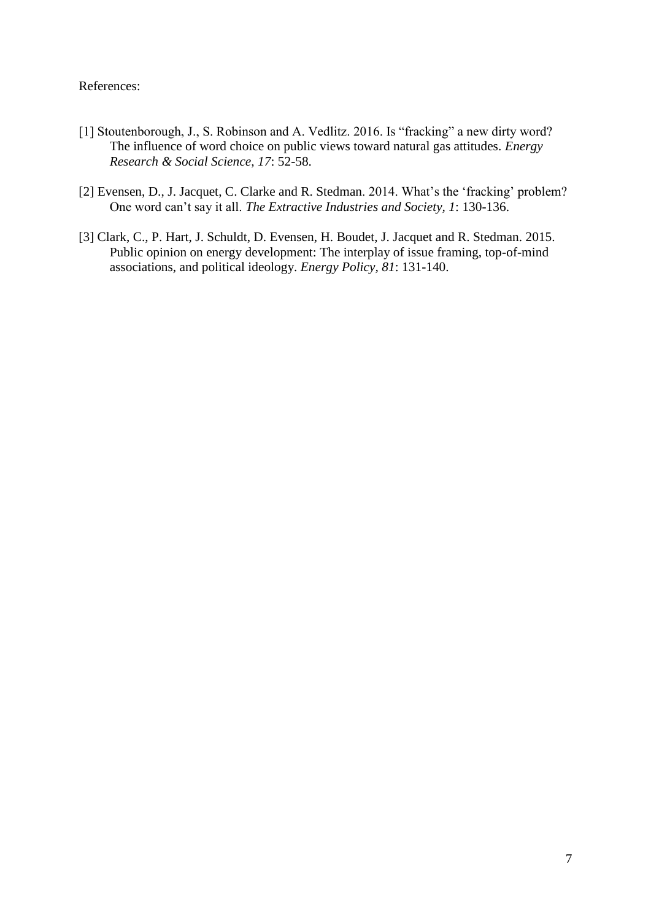References:

[1] Stoutenborough, J., S. Robinson and A. Vedlitz. 2016. Is “fracking” a new dirty word? The influence of word choice on public views toward natural gas attitudes. *Energy Research & Social Science, 17*: 52-58.

[2] Evensen, D., J. Jacquet, C. Clarke and R. Stedman. 2014. What’s the ‘fracking’ problem? One word can’t say it all. *The Extractive Industries and Society, 1*: 130-136.

[3] Clark, C., P. Hart, J. Schuldt, D. Evensen, H. Boudet, J. Jacquet and R. Stedman. 2015. Public opinion on energy development: The interplay of issue framing, top-of-mind associations, and political ideology. *Energy Policy, 81*: 131-140.